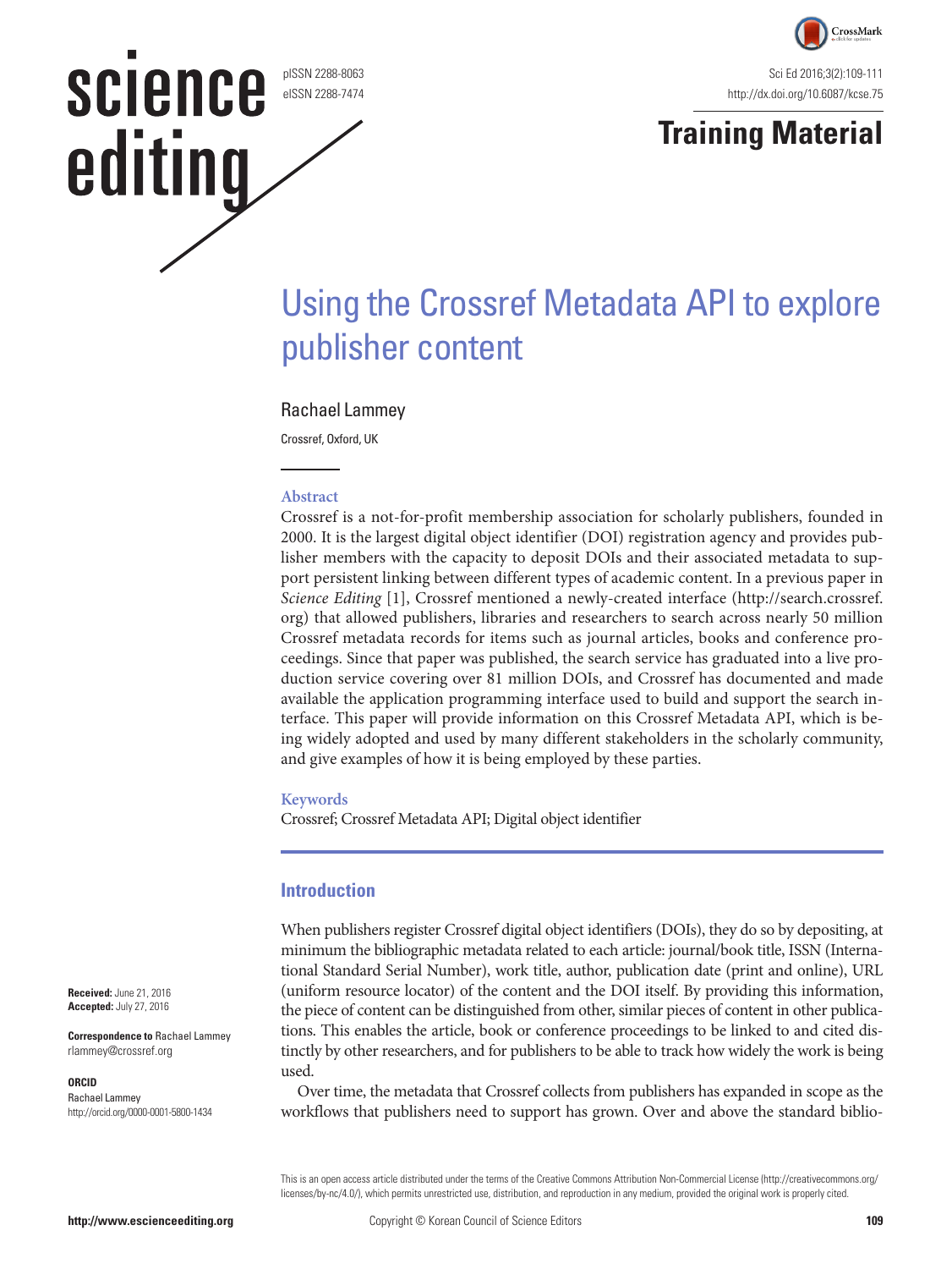# Using the Crossref Metadata API to explore publisher content

Rachael Lammey

Crossref, Oxford, UK

## Abstract

Crossref is a not-for-profit membership association for scholarly publishers, founded in 2000. It is the largest digital object identifier (DOI) registration agency and provides publisher members with the capacity to deposit DOIs and their associated metadata to support persistent linking between different types of academic content. In a previous paper in *Science Editing* [1], Crossref mentioned a newly-created interface (http://search.crossref.org) that allowed publishers, libraries and researchers to search across nearly 50 million Crossref metadata records for items such as journal articles, books and conference proceedings. Since that paper was published, the search service has graduated into a live production service covering over 81 million DOIs, and Crossref has documented and made available the application programming interface used to build and support the search interface. This paper will provide information on this Crossref Metadata API, which is being widely adopted and used by many different stakeholders in the scholarly community, and give examples of how it is being employed by these parties.

**Keywords**

Crossref; Crossref Metadata API; Digital object identifier

**Received:** June 21, 2016
**Accepted:** July 27, 2016

**Correspondence to** Rachael Lammey
rlammey@crossref.org

**ORCID**
Rachael Lammey
http://orcid.org/0000-0001-5800-1434

## Introduction

When publishers register Crossref digital object identifiers (DOIs), they do so by depositing, at minimum the bibliographic metadata related to each article: journal/book title, ISSN (International Standard Serial Number), work title, author, publication date (print and online), URL (uniform resource locator) of the content and the DOI itself. By providing this information, the piece of content can be distinguished from other, similar pieces of content in other publications. This enables the article, book or conference proceedings to be linked to and cited distinctly by other researchers, and for publishers to be able to track how widely the work is being used.

Over time, the metadata that Crossref collects from publishers has expanded in scope as the workflows that publishers need to support has grown. Over and above the standard biblio-

This is an open access article distributed under the terms of the Creative Commons Attribution Non-Commercial License (http://creativecommons.org/licenses/by-nc/4.0/), which permits unrestricted use, distribution, and reproduction in any medium, provided the original work is properly cited.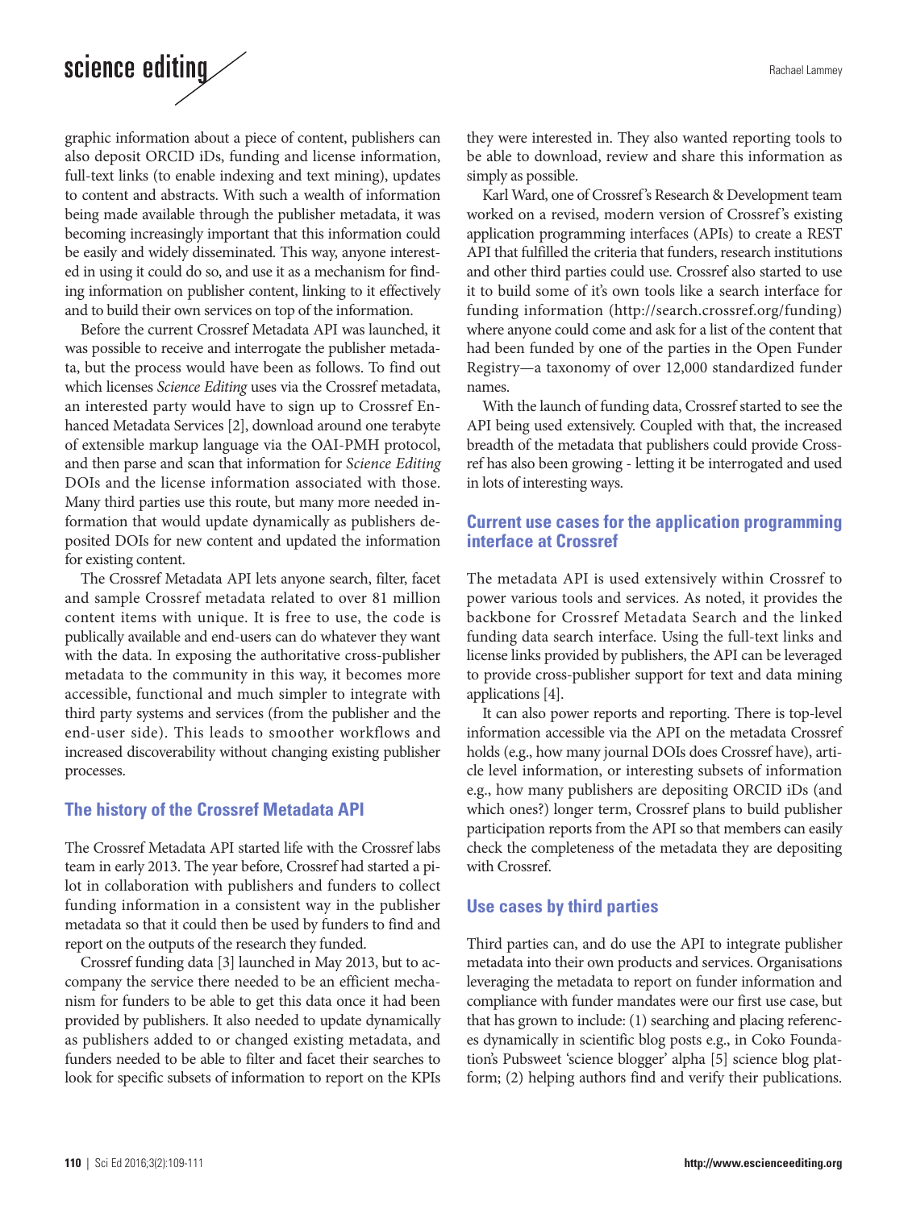graphic information about a piece of content, publishers can also deposit ORCID iDs, funding and license information, full-text links (to enable indexing and text mining), updates to content and abstracts. With such a wealth of information being made available through the publisher metadata, it was becoming increasingly important that this information could be easily and widely disseminated. This way, anyone interested in using it could do so, and use it as a mechanism for finding information on publisher content, linking to it effectively and to build their own services on top of the information.

Before the current Crossref Metadata API was launched, it was possible to receive and interrogate the publisher metadata, but the process would have been as follows. To find out which licenses *Science Editing* uses via the Crossref metadata, an interested party would have to sign up to Crossref Enhanced Metadata Services [2], download around one terabyte of extensible markup language via the OAI-PMH protocol, and then parse and scan that information for *Science Editing* DOIs and the license information associated with those. Many third parties use this route, but many more needed information that would update dynamically as publishers deposited DOIs for new content and updated the information for existing content.

The Crossref Metadata API lets anyone search, filter, facet and sample Crossref metadata related to over 81 million content items with unique. It is free to use, the code is publically available and end-users can do whatever they want with the data. In exposing the authoritative cross-publisher metadata to the community in this way, it becomes more accessible, functional and much simpler to integrate with third party systems and services (from the publisher and the end-user side). This leads to smoother workflows and increased discoverability without changing existing publisher processes.

## The history of the Crossref Metadata API

The Crossref Metadata API started life with the Crossref labs team in early 2013. The year before, Crossref had started a pilot in collaboration with publishers and funders to collect funding information in a consistent way in the publisher metadata so that it could then be used by funders to find and report on the outputs of the research they funded.

Crossref funding data [3] launched in May 2013, but to accompany the service there needed to be an efficient mechanism for funders to be able to get this data once it had been provided by publishers. It also needed to update dynamically as publishers added to or changed existing metadata, and funders needed to be able to filter and facet their searches to look for specific subsets of information to report on the KPIs they were interested in. They also wanted reporting tools to be able to download, review and share this information as simply as possible.

Karl Ward, one of Crossref's Research & Development team worked on a revised, modern version of Crossref's existing application programming interfaces (APIs) to create a REST API that fulfilled the criteria that funders, research institutions and other third parties could use. Crossref also started to use it to build some of it's own tools like a search interface for funding information (http://search.crossref.org/funding) where anyone could come and ask for a list of the content that had been funded by one of the parties in the Open Funder Registry—a taxonomy of over 12,000 standardized funder names.

With the launch of funding data, Crossref started to see the API being used extensively. Coupled with that, the increased breadth of the metadata that publishers could provide Crossref has also been growing - letting it be interrogated and used in lots of interesting ways.

## Current use cases for the application programming interface at Crossref

The metadata API is used extensively within Crossref to power various tools and services. As noted, it provides the backbone for Crossref Metadata Search and the linked funding data search interface. Using the full-text links and license links provided by publishers, the API can be leveraged to provide cross-publisher support for text and data mining applications [4].

It can also power reports and reporting. There is top-level information accessible via the API on the metadata Crossref holds (e.g., how many journal DOIs does Crossref have), article level information, or interesting subsets of information e.g., how many publishers are depositing ORCID iDs (and which ones?) longer term, Crossref plans to build publisher participation reports from the API so that members can easily check the completeness of the metadata they are depositing with Crossref.

## Use cases by third parties

Third parties can, and do use the API to integrate publisher metadata into their own products and services. Organisations leveraging the metadata to report on funder information and compliance with funder mandates were our first use case, but that has grown to include: (1) searching and placing references dynamically in scientific blog posts e.g., in Coko Foundation's Pubsweet 'science blogger' alpha [5] science blog platform; (2) helping authors find and verify their publications.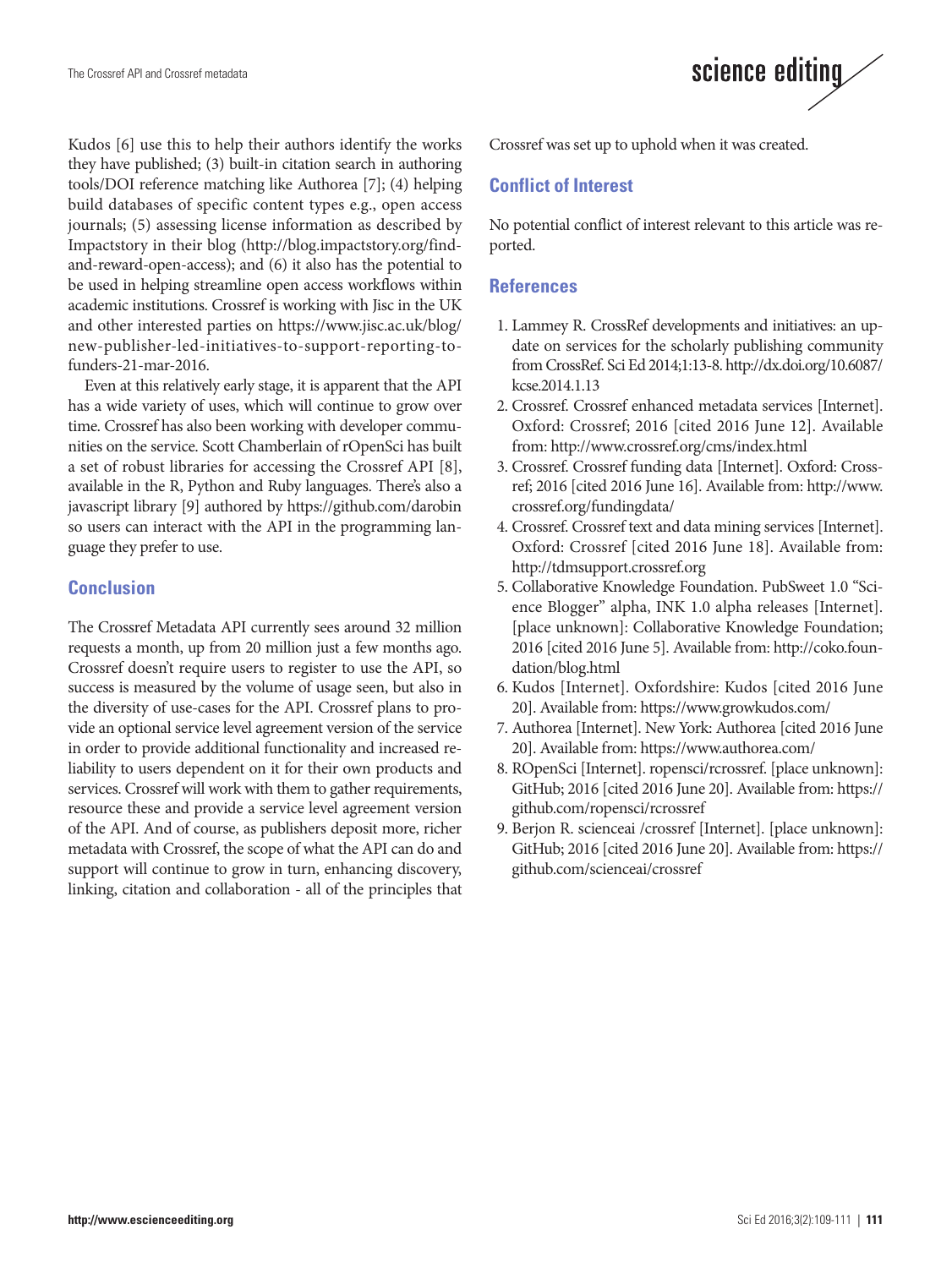Kudos [6] use this to help their authors identify the works they have published; (3) built-in citation search in authoring tools/DOI reference matching like Authorea [7]; (4) helping build databases of specific content types e.g., open access journals; (5) assessing license information as described by Impactstory in their blog (http://blog.impactstory.org/find-and-reward-open-access); and (6) it also has the potential to be used in helping streamline open access workflows within academic institutions. Crossref is working with Jisc in the UK and other interested parties on https://www.jisc.ac.uk/blog/new-publisher-led-initiatives-to-support-reporting-to-funders-21-mar-2016.

Even at this relatively early stage, it is apparent that the API has a wide variety of uses, which will continue to grow over time. Crossref has also been working with developer communities on the service. Scott Chamberlain of rOpenSci has built a set of robust libraries for accessing the Crossref API [8], available in the R, Python and Ruby languages. There's also a javascript library [9] authored by https://github.com/darobin so users can interact with the API in the programming language they prefer to use.

## Conclusion

The Crossref Metadata API currently sees around 32 million requests a month, up from 20 million just a few months ago. Crossref doesn't require users to register to use the API, so success is measured by the volume of usage seen, but also in the diversity of use-cases for the API. Crossref plans to provide an optional service level agreement version of the service in order to provide additional functionality and increased reliability to users dependent on it for their own products and services. Crossref will work with them to gather requirements, resource these and provide a service level agreement version of the API. And of course, as publishers deposit more, richer metadata with Crossref, the scope of what the API can do and support will continue to grow in turn, enhancing discovery, linking, citation and collaboration - all of the principles that Crossref was set up to uphold when it was created.

## Conflict of Interest

No potential conflict of interest relevant to this article was reported.

## References

1. Lammey R. CrossRef developments and initiatives: an update on services for the scholarly publishing community from CrossRef. Sci Ed 2014;1:13-8. http://dx.doi.org/10.6087/kcse.2014.1.13
2. Crossref. Crossref enhanced metadata services [Internet]. Oxford: Crossref; 2016 [cited 2016 June 12]. Available from: http://www.crossref.org/cms/index.html
3. Crossref. Crossref funding data [Internet]. Oxford: Crossref; 2016 [cited 2016 June 16]. Available from: http://www.crossref.org/fundingdata/
4. Crossref. Crossref text and data mining services [Internet]. Oxford: Crossref [cited 2016 June 18]. Available from: http://tdmsupport.crossref.org
5. Collaborative Knowledge Foundation. PubSweet 1.0 "Science Blogger" alpha, INK 1.0 alpha releases [Internet]. [place unknown]: Collaborative Knowledge Foundation; 2016 [cited 2016 June 5]. Available from: http://coko.foundation/blog.html
6. Kudos [Internet]. Oxfordshire: Kudos [cited 2016 June 20]. Available from: https://www.growkudos.com/
7. Authorea [Internet]. New York: Authorea [cited 2016 June 20]. Available from: https://www.authorea.com/
8. ROpenSci [Internet]. ropensci/rcrossref. [place unknown]: GitHub; 2016 [cited 2016 June 20]. Available from: https://github.com/ropensci/rcrossref
9. Berjon R. scienceai /crossref [Internet]. [place unknown]: GitHub; 2016 [cited 2016 June 20]. Available from: https://github.com/scienceai/crossref